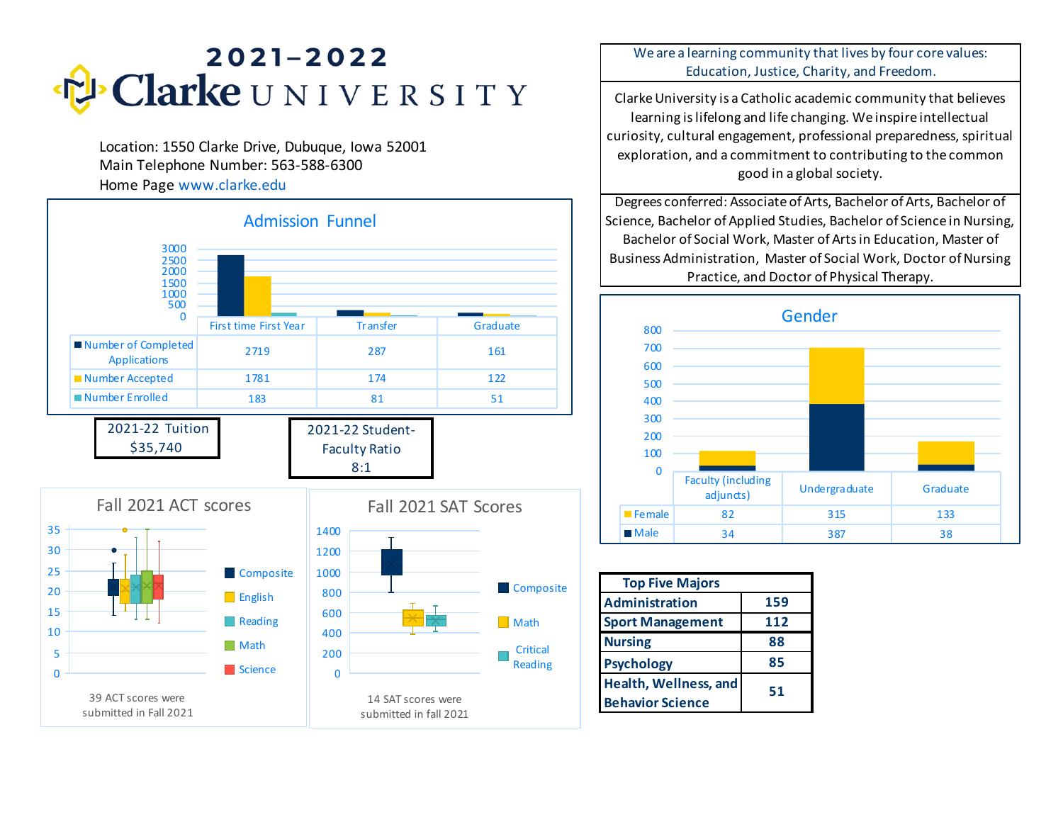# 2021–2022 Clarke UNIVERSITY

Location: 1550 Clarke Drive, Dubuque, Iowa 52001
Main Telephone Number: 563-588-6300
Home Page www.clarke.edu

We are a learning community that lives by four core values: Education, Justice, Charity, and Freedom.

Clarke University is a Catholic academic community that believes learning is lifelong and life changing. We inspire intellectual curiosity, cultural engagement, professional preparedness, spiritual exploration, and a commitment to contributing to the common good in a global society.

Degrees conferred: Associate of Arts, Bachelor of Arts, Bachelor of Science, Bachelor of Applied Studies, Bachelor of Science in Nursing, Bachelor of Social Work, Master of Arts in Education, Master of Business Administration, Master of Social Work, Doctor of Nursing Practice, and Doctor of Physical Therapy.

## Admission Funnel

| | First time First Year | Transfer | Graduate |
|---|---|---|---|
| Number of Completed Applications | 2719 | 287 | 161 |
| Number Accepted | 1781 | 174 | 122 |
| Number Enrolled | 183 | 81 | 51 |

## Gender

| | Faculty (including adjuncts) | Undergraduate | Graduate |
|---|---|---|---|
| Female | 82 | 315 | 133 |
| Male | 34 | 387 | 38 |

**2021-22 Tuition**
$35,740

**2021-22 Student-Faculty Ratio**
8:1

## Fall 2021 ACT scores

Composite, English, Reading, Math, Science

39 ACT scores were submitted in Fall 2021

## Fall 2021 SAT Scores

Composite, Math, Critical Reading

14 SAT scores were submitted in fall 2021

| Top Five Majors | |
|---|---|
| Administration | 159 |
| Sport Management | 112 |
| Nursing | 88 |
| Psychology | 85 |
| Health, Wellness, and Behavior Science | 51 |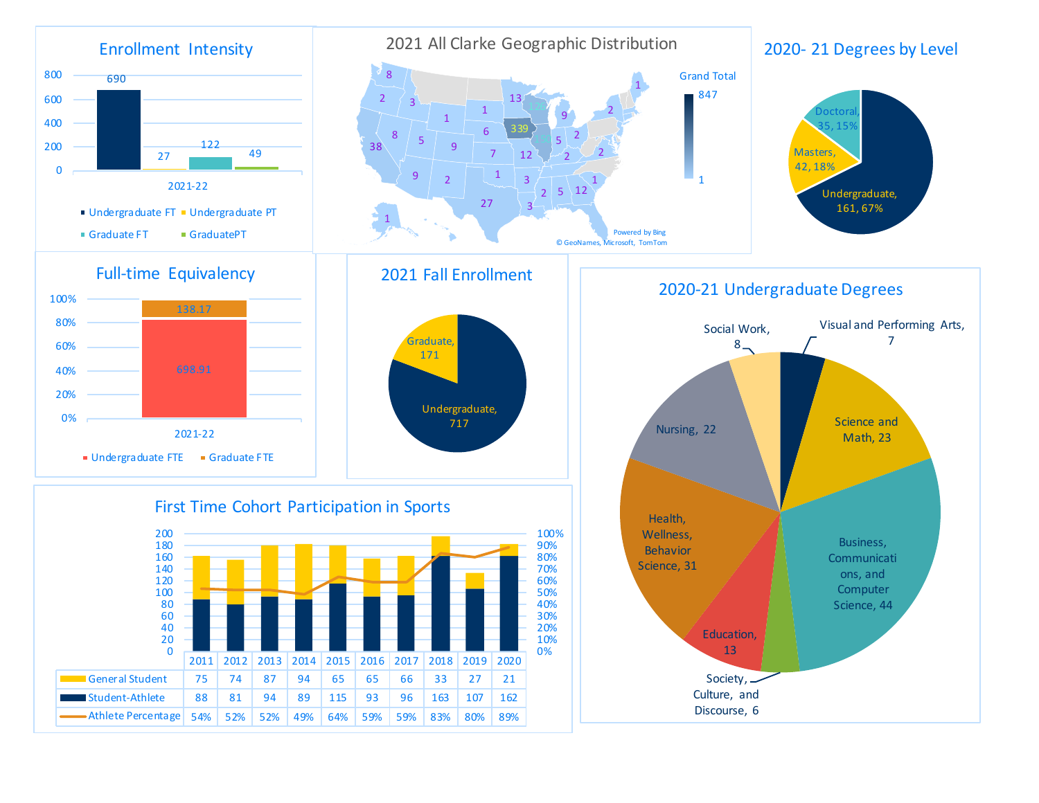## Enrollment Intensity

800
600
400
200
0

690
27
122
49

2021-22

Undergraduate FT
Undergraduate PT
Graduate FT
GraduatePT

## 2021 All Clarke Geographic Distribution

Grand Total
847
1

8
2
3
1
1
13
128
9
1
2
38
8
5
6
339
9
7
12
5
2
2
2
9
2
1
3
27
3
2
5
12
1
1

Powered by Bing
© GeoNames, Microsoft, TomTom

## 2020- 21 Degrees by Level

Doctoral, 35, 15%
Masters, 42, 18%
Undergraduate, 161, 67%

## Full-time Equivalency

100%
80%
60%
40%
20%
0%

138.17
698.91

2021-22

Undergraduate FTE
Graduate FTE

## 2021 Fall Enrollment

Graduate, 171
Undergraduate, 717

## 2020-21 Undergraduate Degrees

Social Work, 8
Visual and Performing Arts, 7
Science and Math, 23
Nursing, 22
Business, Communications, and Computer Science, 44
Health, Wellness, Behavior Science, 31
Education, 13
Society, Culture, and Discourse, 6

## First Time Cohort Participation in Sports

200
180
160
140
120
100
80
60
40
20
0

100%
90%
80%
70%
60%
50%
40%
30%
20%
10%
0%

| | 2011 | 2012 | 2013 | 2014 | 2015 | 2016 | 2017 | 2018 | 2019 | 2020 |
|---|---|---|---|---|---|---|---|---|---|---|
| General Student | 75 | 74 | 87 | 94 | 65 | 65 | 66 | 33 | 27 | 21 |
| Student-Athlete | 88 | 81 | 94 | 89 | 115 | 93 | 96 | 163 | 107 | 162 |
| Athlete Percentage | 54% | 52% | 52% | 49% | 64% | 59% | 59% | 83% | 80% | 89% |